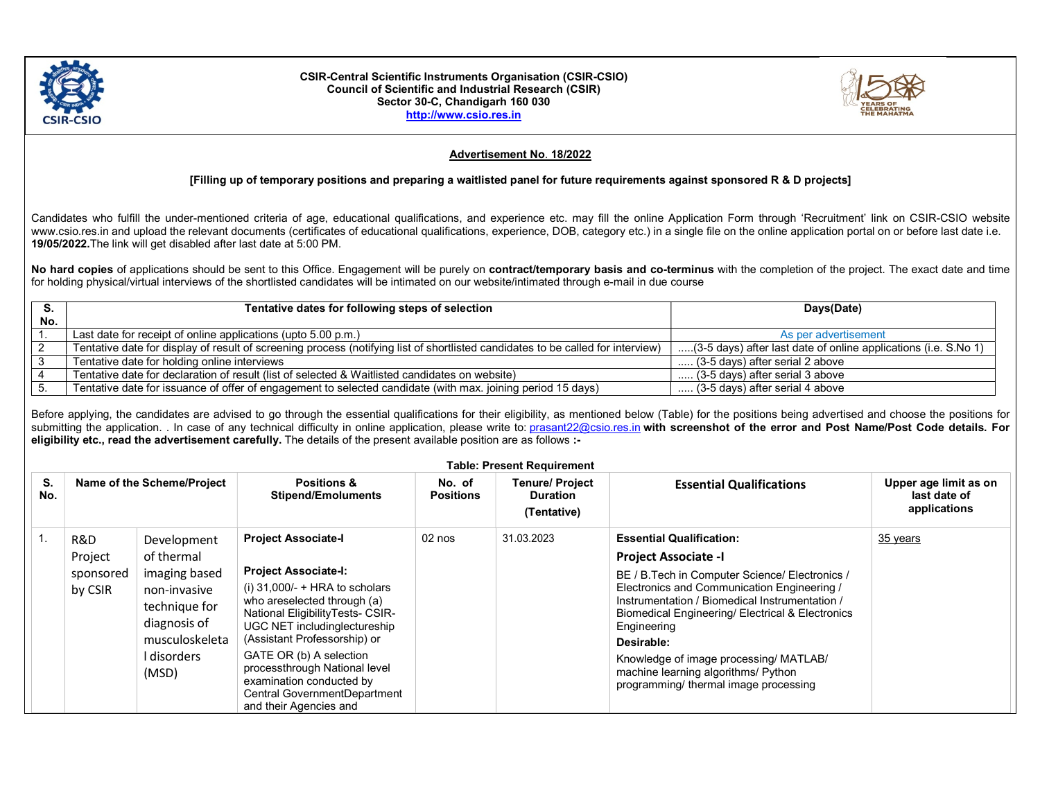CSIR-Central Scientific Instruments Organisation (CSIR-CSIO)
Council of Scientific and Industrial Research (CSIR)
Sector 30-C, Chandigarh 160 030
http://www.csio.res.in

## Advertisement No. 18/2022

**[Filling up of temporary positions and preparing a waitlisted panel for future requirements against sponsored R & D projects]**

Candidates who fulfill the under-mentioned criteria of age, educational qualifications, and experience etc. may fill the online Application Form through 'Recruitment' link on CSIR-CSIO website www.csio.res.in and upload the relevant documents (certificates of educational qualifications, experience, DOB, category etc.) in a single file on the online application portal on or before last date i.e. **19/05/2022.**The link will get disabled after last date at 5:00 PM.

**No hard copies** of applications should be sent to this Office. Engagement will be purely on **contract/temporary basis and co-terminus** with the completion of the project. The exact date and time for holding physical/virtual interviews of the shortlisted candidates will be intimated on our website/intimated through e-mail in due course

| S. No. | Tentative dates for following steps of selection | Days(Date) |
|---|---|---|
| 1. | Last date for receipt of online applications (upto 5.00 p.m.) | As per advertisement |
| 2 | Tentative date for display of result of screening process (notifying list of shortlisted candidates to be called for interview) | .....(3-5 days) after last date of online applications (i.e. S.No 1) |
| 3 | Tentative date for holding online interviews | ..... (3-5 days) after serial 2 above |
| 4 | Tentative date for declaration of result (list of selected & Waitlisted candidates on website) | ..... (3-5 days) after serial 3 above |
| 5. | Tentative date for issuance of offer of engagement to selected candidate (with max. joining period 15 days) | ..... (3-5 days) after serial 4 above |

Before applying, the candidates are advised to go through the essential qualifications for their eligibility, as mentioned below (Table) for the positions being advertised and choose the positions for submitting the application. . In case of any technical difficulty in online application, please write to: prasant22@csio.res.in **with screenshot of the error and Post Name/Post Code details. For eligibility etc., read the advertisement carefully.** The details of the present available position are as follows **:-**

**Table: Present Requirement**

| S. No. | Name of the Scheme/Project | | Positions & Stipend/Emoluments | No. of Positions | Tenure/ Project Duration (Tentative) | Essential Qualifications | Upper age limit as on last date of applications |
|---|---|---|---|---|---|---|---|
| 1. | R&D Project sponsored by CSIR | Development of thermal imaging based non-invasive technique for diagnosis of musculoskeletal disorders (MSD) | **Project Associate-I**<br><br>**Project Associate-I:**<br>(i) 31,000/- + HRA to scholars who areselected through (a) National EligibilityTests- CSIR-UGC NET includinglectureship (Assistant Professorship) or GATE OR (b) A selection processthrough National level examination conducted by Central GovernmentDepartment and their Agencies and | 02 nos | 31.03.2023 | **Essential Qualification:**<br>**Project Associate -I**<br>BE / B.Tech in Computer Science/ Electronics / Electronics and Communication Engineering / Instrumentation / Biomedical Instrumentation / Biomedical Engineering/ Electrical & Electronics Engineering<br>**Desirable:**<br>Knowledge of image processing/ MATLAB/ machine learning algorithms/ Python programming/ thermal image processing | 35 years |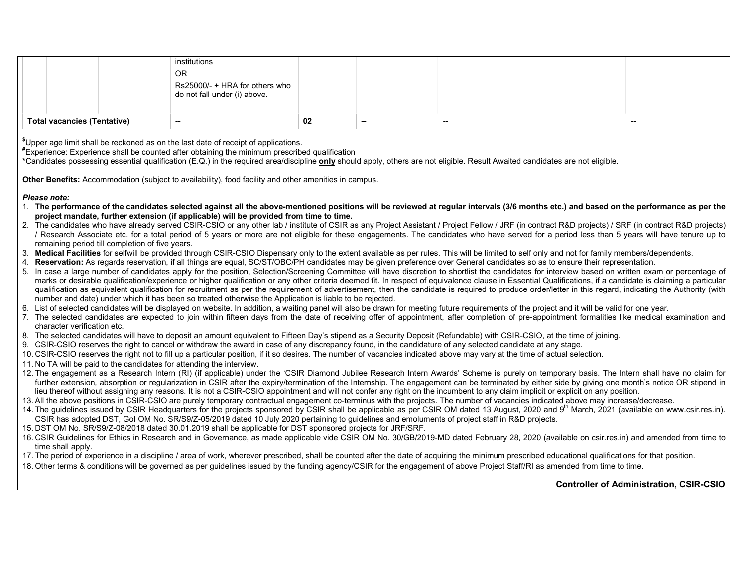| | | | | | | | |
|---|---|---|---|---|---|---|---|
| | | | institutions<br>OR<br>Rs25000/- + HRA for others who do not fall under (i) above. | | | | |
| **Total vacancies (Tentative)** | | | -- | 02 | -- | -- | -- |

$Upper age limit shall be reckoned as on the last date of receipt of applications.
#Experience: Experience shall be counted after obtaining the minimum prescribed qualification
*Candidates possessing essential qualification (E.Q.) in the required area/discipline **only** should apply, others are not eligible. Result Awaited candidates are not eligible.

**Other Benefits:** Accommodation (subject to availability), food facility and other amenities in campus.

***Please note:***

1. **The performance of the candidates selected against all the above-mentioned positions will be reviewed at regular intervals (3/6 months etc.) and based on the performance as per the project mandate, further extension (if applicable) will be provided from time to time.**
2. The candidates who have already served CSIR-CSIO or any other lab / institute of CSIR as any Project Assistant / Project Fellow / JRF (in contract R&D projects) / SRF (in contract R&D projects) / Research Associate etc. for a total period of 5 years or more are not eligible for these engagements. The candidates who have served for a period less than 5 years will have tenure up to remaining period till completion of five years.
3. **Medical Facilities** for selfwill be provided through CSIR-CSIO Dispensary only to the extent available as per rules. This will be limited to self only and not for family members/dependents.
4. **Reservation:** As regards reservation, if all things are equal, SC/ST/OBC/PH candidates may be given preference over General candidates so as to ensure their representation.
5. In case a large number of candidates apply for the position, Selection/Screening Committee will have discretion to shortlist the candidates for interview based on written exam or percentage of marks or desirable qualification/experience or higher qualification or any other criteria deemed fit. In respect of equivalence clause in Essential Qualifications, if a candidate is claiming a particular qualification as equivalent qualification for recruitment as per the requirement of advertisement, then the candidate is required to produce order/letter in this regard, indicating the Authority (with number and date) under which it has been so treated otherwise the Application is liable to be rejected.
6. List of selected candidates will be displayed on website. In addition, a waiting panel will also be drawn for meeting future requirements of the project and it will be valid for one year.
7. The selected candidates are expected to join within fifteen days from the date of receiving offer of appointment, after completion of pre-appointment formalities like medical examination and character verification etc.
8. The selected candidates will have to deposit an amount equivalent to Fifteen Day's stipend as a Security Deposit (Refundable) with CSIR-CSIO, at the time of joining.
9. CSIR-CSIO reserves the right to cancel or withdraw the award in case of any discrepancy found, in the candidature of any selected candidate at any stage.
10. CSIR-CSIO reserves the right not to fill up a particular position, if it so desires. The number of vacancies indicated above may vary at the time of actual selection.
11. No TA will be paid to the candidates for attending the interview.
12. The engagement as a Research Intern (RI) (if applicable) under the 'CSIR Diamond Jubilee Research Intern Awards' Scheme is purely on temporary basis. The Intern shall have no claim for further extension, absorption or regularization in CSIR after the expiry/termination of the Internship. The engagement can be terminated by either side by giving one month's notice OR stipend in lieu thereof without assigning any reasons. It is not a CSIR-CSIO appointment and will not confer any right on the incumbent to any claim implicit or explicit on any position.
13. All the above positions in CSIR-CSIO are purely temporary contractual engagement co-terminus with the projects. The number of vacancies indicated above may increase/decrease.
14. The guidelines issued by CSIR Headquarters for the projects sponsored by CSIR shall be applicable as per CSIR OM dated 13 August, 2020 and 9th March, 2021 (available on www.csir.res.in). CSIR has adopted DST, GoI OM No. SR/S9/Z-05/2019 dated 10 July 2020 pertaining to guidelines and emoluments of project staff in R&D projects.
15. DST OM No. SR/S9/Z-08/2018 dated 30.01.2019 shall be applicable for DST sponsored projects for JRF/SRF.
16. CSIR Guidelines for Ethics in Research and in Governance, as made applicable vide CSIR OM No. 30/GB/2019-MD dated February 28, 2020 (available on csir.res.in) and amended from time to time shall apply.
17. The period of experience in a discipline / area of work, wherever prescribed, shall be counted after the date of acquiring the minimum prescribed educational qualifications for that position.
18. Other terms & conditions will be governed as per guidelines issued by the funding agency/CSIR for the engagement of above Project Staff/RI as amended from time to time.

**Controller of Administration, CSIR-CSIO**